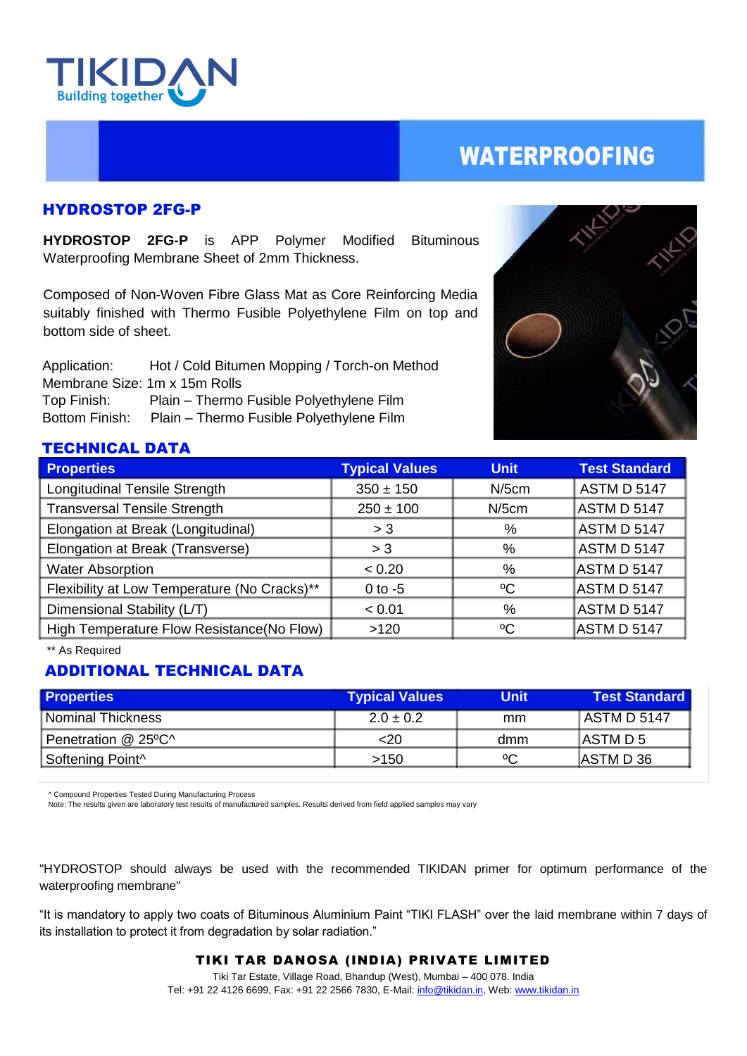TIKIDAN
Building together

# WATERPROOFING

## HYDROSTOP 2FG-P

**HYDROSTOP 2FG-P** is APP Polymer Modified Bituminous Waterproofing Membrane Sheet of 2mm Thickness.

Composed of Non-Woven Fibre Glass Mat as Core Reinforcing Media suitably finished with Thermo Fusible Polyethylene Film on top and bottom side of sheet.

Application: Hot / Cold Bitumen Mopping / Torch-on Method
Membrane Size: 1m x 15m Rolls
Top Finish: Plain – Thermo Fusible Polyethylene Film
Bottom Finish: Plain – Thermo Fusible Polyethylene Film

## TECHNICAL DATA

| Properties | Typical Values | Unit | Test Standard |
|---|---|---|---|
| Longitudinal Tensile Strength | 350 ± 150 | N/5cm | ASTM D 5147 |
| Transversal Tensile Strength | 250 ± 100 | N/5cm | ASTM D 5147 |
| Elongation at Break (Longitudinal) | > 3 | % | ASTM D 5147 |
| Elongation at Break (Transverse) | > 3 | % | ASTM D 5147 |
| Water Absorption | < 0.20 | % | ASTM D 5147 |
| Flexibility at Low Temperature (No Cracks)** | 0 to -5 | ºC | ASTM D 5147 |
| Dimensional Stability (L/T) | < 0.01 | % | ASTM D 5147 |
| High Temperature Flow Resistance(No Flow) | >120 | ºC | ASTM D 5147 |

** As Required

## ADDITIONAL TECHNICAL DATA

| Properties | Typical Values | Unit | Test Standard |
|---|---|---|---|
| Nominal Thickness | 2.0 ± 0.2 | mm | ASTM D 5147 |
| Penetration @ 25ºC^ | <20 | dmm | ASTM D 5 |
| Softening Point^ | >150 | ºC | ASTM D 36 |

^ Compound Properties Tested During Manufacturing Process
Note: The results given are laboratory test results of manufactured samples. Results derived from field applied samples may vary

"HYDROSTOP should always be used with the recommended TIKIDAN primer for optimum performance of the waterproofing membrane"

"It is mandatory to apply two coats of Bituminous Aluminium Paint "TIKI FLASH" over the laid membrane within 7 days of its installation to protect it from degradation by solar radiation."

**TIKI TAR DANOSA (INDIA) PRIVATE LIMITED**
Tiki Tar Estate, Village Road, Bhandup (West), Mumbai – 400 078. India
Tel: +91 22 4126 6699, Fax: +91 22 2566 7830, E-Mail: info@tikidan.in, Web: www.tikidan.in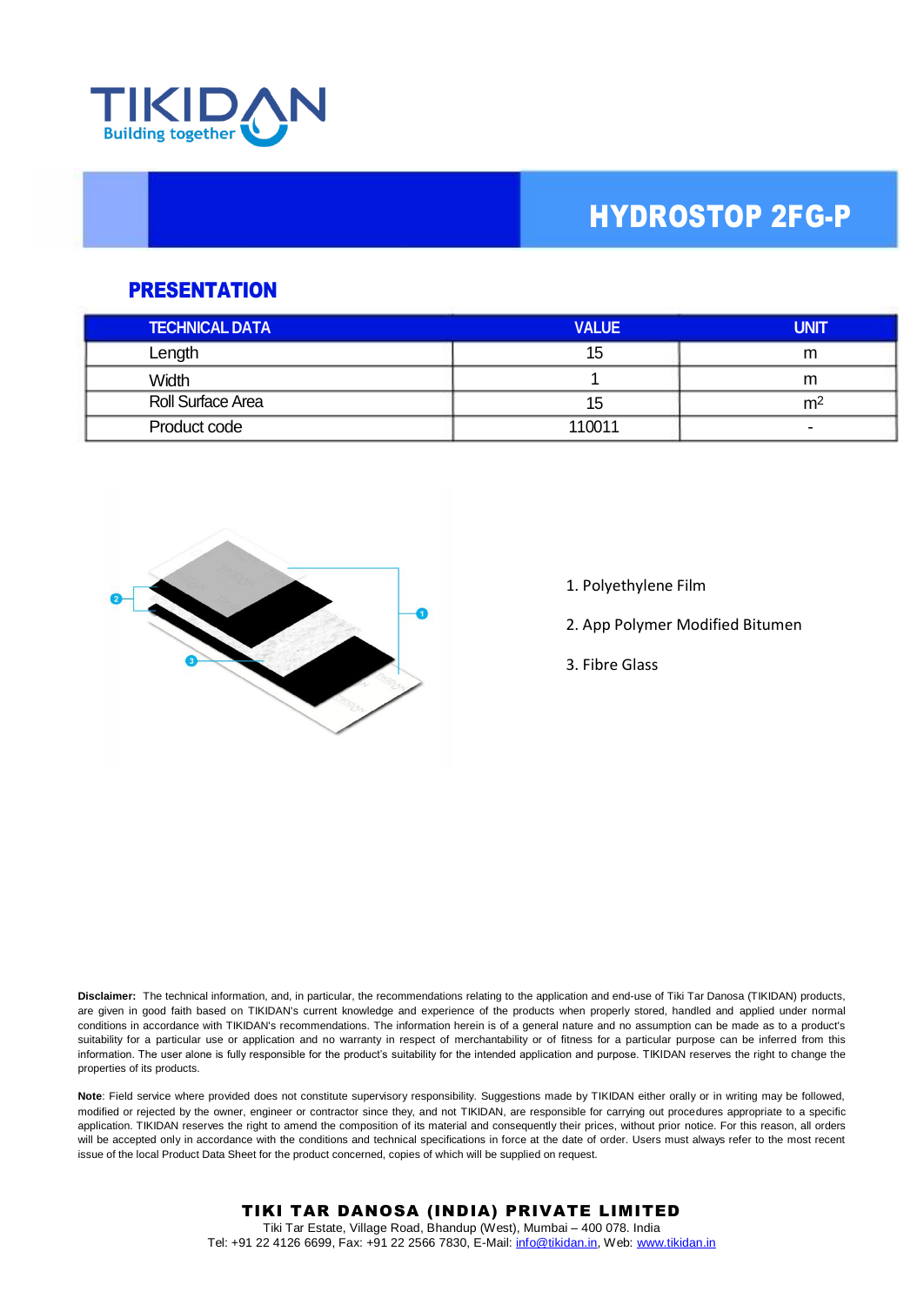# HYDROSTOP 2FG-P

## PRESENTATION

| TECHNICAL DATA | VALUE | UNIT |
|---|---|---|
| Length | 15 | m |
| Width | 1 | m |
| Roll Surface Area | 15 | $m^2$ |
| Product code | 110011 | - |

1. Polyethylene Film
2. App Polymer Modified Bitumen
3. Fibre Glass

**Disclaimer:** The technical information, and, in particular, the recommendations relating to the application and end-use of Tiki Tar Danosa (TIKIDAN) products, are given in good faith based on TIKIDAN's current knowledge and experience of the products when properly stored, handled and applied under normal conditions in accordance with TIKIDAN's recommendations. The information herein is of a general nature and no assumption can be made as to a product's suitability for a particular use or application and no warranty in respect of merchantability or of fitness for a particular purpose can be inferred from this information. The user alone is fully responsible for the product's suitability for the intended application and purpose. TIKIDAN reserves the right to change the properties of its products.

**Note**: Field service where provided does not constitute supervisory responsibility. Suggestions made by TIKIDAN either orally or in writing may be followed, modified or rejected by the owner, engineer or contractor since they, and not TIKIDAN, are responsible for carrying out procedures appropriate to a specific application. TIKIDAN reserves the right to amend the composition of its material and consequently their prices, without prior notice. For this reason, all orders will be accepted only in accordance with the conditions and technical specifications in force at the date of order. Users must always refer to the most recent issue of the local Product Data Sheet for the product concerned, copies of which will be supplied on request.

**TIKI TAR DANOSA (INDIA) PRIVATE LIMITED**
Tiki Tar Estate, Village Road, Bhandup (West), Mumbai – 400 078. India
Tel: +91 22 4126 6699, Fax: +91 22 2566 7830, E-Mail: info@tikidan.in, Web: www.tikidan.in